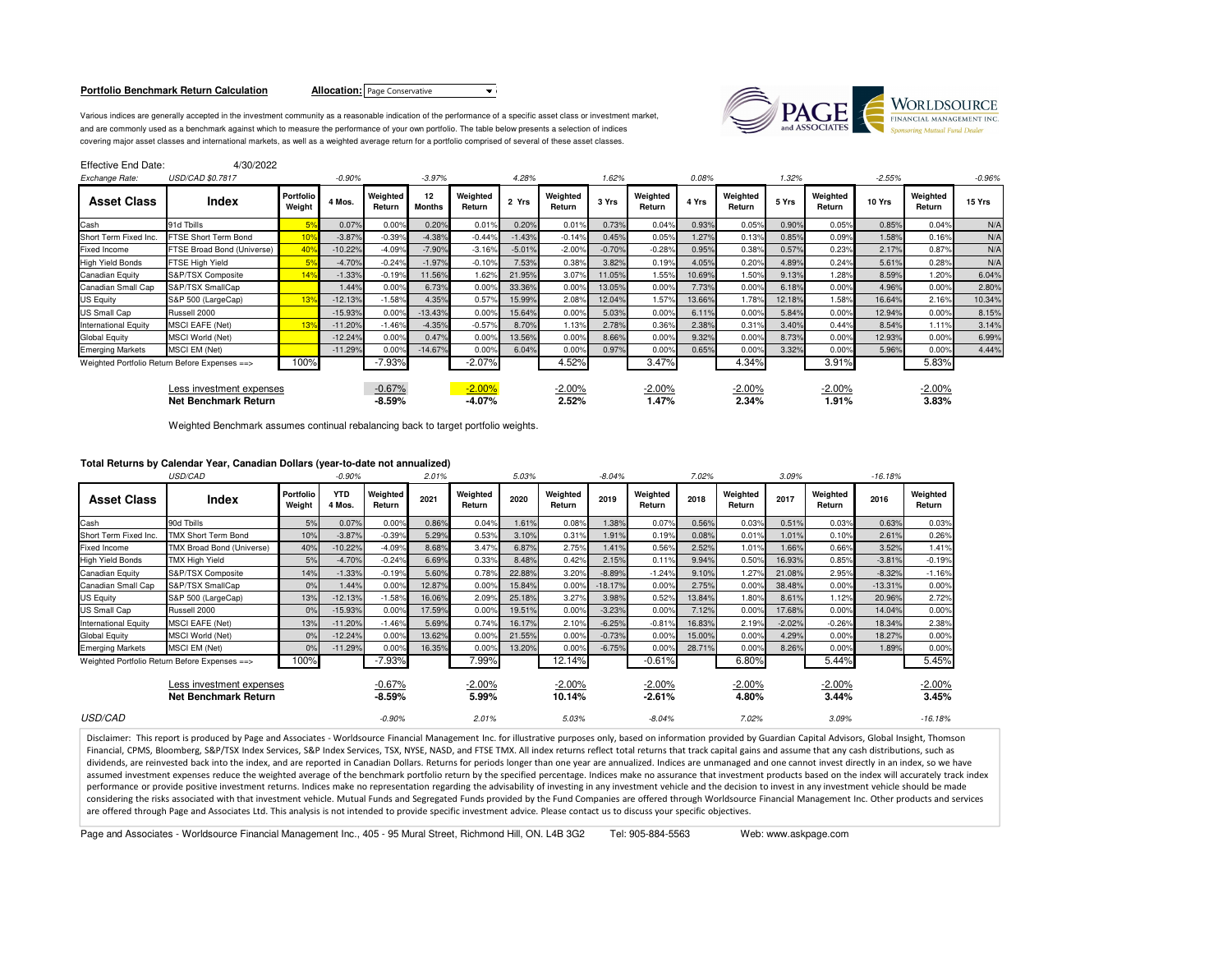**Portfolio Benchmark Return Calculation** **Allocation:** Page Conservative

Various indices are generally accepted in the investment community as a reasonable indication of the performance of a specific asset class or investment market, and are commonly used as a benchmark against which to measure the performance of your own portfolio. The table below presents a selection of indices covering major asset classes and international markets, as well as a weighted average return for a portfolio comprised of several of these asset classes.

Effective End Date: 4/30/2022

| Exchange Rate: | USD/CAD $0.7817 | | -0.90% | | -3.97% | | 4.28% | | 1.62% | | 0.08% | | 1.32% | | -2.55% | | -0.96% |
|---|---|---|---|---|---|---|---|---|---|---|---|---|---|---|---|---|---|
| **Asset Class** | **Index** | **Portfolio Weight** | **4 Mos.** | **Weighted Return** | **12 Months** | **Weighted Return** | **2 Yrs** | **Weighted Return** | **3 Yrs** | **Weighted Return** | **4 Yrs** | **Weighted Return** | **5 Yrs** | **Weighted Return** | **10 Yrs** | **Weighted Return** | **15 Yrs** |
| Cash | 91d Tbills | 5% | 0.07% | 0.00% | 0.20% | 0.01% | 0.20% | 0.01% | 0.73% | 0.04% | 0.93% | 0.05% | 0.90% | 0.05% | 0.85% | 0.04% | N/A |
| Short Term Fixed Inc. | FTSE Short Term Bond | 10% | -3.87% | -0.39% | -4.38% | -0.44% | -1.43% | -0.14% | 0.45% | 0.05% | 1.27% | 0.13% | 0.85% | 0.09% | 1.58% | 0.16% | N/A |
| Fixed Income | FTSE Broad Bond (Universe) | 40% | -10.22% | -4.09% | -7.90% | -3.16% | -5.01% | -2.00% | -0.70% | -0.28% | 0.95% | 0.38% | 0.57% | 0.23% | 2.17% | 0.87% | N/A |
| High Yield Bonds | FTSE High Yield | 5% | -4.70% | -0.24% | -1.97% | -0.10% | 7.53% | 0.38% | 3.82% | 0.19% | 4.05% | 0.20% | 4.89% | 0.24% | 5.61% | 0.28% | N/A |
| Canadian Equity | S&P/TSX Composite | 14% | -1.33% | -0.19% | 11.56% | 1.62% | 21.95% | 3.07% | 11.05% | 1.55% | 10.69% | 1.50% | 9.13% | 1.28% | 8.59% | 1.20% | 6.04% |
| Canadian Small Cap | S&P/TSX SmallCap | | 1.44% | 0.00% | 6.73% | 0.00% | 33.36% | 0.00% | 13.05% | 0.00% | 7.73% | 0.00% | 6.18% | 0.00% | 4.96% | 0.00% | 2.80% |
| US Equity | S&P 500 (LargeCap) | 13% | -12.13% | -1.58% | 4.35% | 0.57% | 15.99% | 2.08% | 12.04% | 1.57% | 13.66% | 1.78% | 12.18% | 1.58% | 16.64% | 2.16% | 10.34% |
| US Small Cap | Russell 2000 | | -15.93% | 0.00% | -13.43% | 0.00% | 15.64% | 0.00% | 5.03% | 0.00% | 6.11% | 0.00% | 5.84% | 0.00% | 12.94% | 0.00% | 8.15% |
| International Equity | MSCI EAFE (Net) | 13% | -11.20% | -1.46% | -4.35% | -0.57% | 8.70% | 1.13% | 2.78% | 0.36% | 2.38% | 0.31% | 3.40% | 0.44% | 8.54% | 1.11% | 3.14% |
| Global Equity | MSCI World (Net) | | -12.24% | 0.00% | 0.47% | 0.00% | 13.56% | 0.00% | 8.66% | 0.00% | 9.32% | 0.00% | 8.73% | 0.00% | 12.93% | 0.00% | 6.99% |
| Emerging Markets | MSCI EM (Net) | | -11.29% | 0.00% | -14.67% | 0.00% | 6.04% | 0.00% | 0.97% | 0.00% | 0.65% | 0.00% | 3.32% | 0.00% | 5.96% | 0.00% | 4.44% |
| Weighted Portfolio Return Before Expenses ==> | | 100% | | -7.93% | | -2.07% | | 4.52% | | 3.47% | | 4.34% | | 3.91% | | 5.83% | |
| | Less investment expenses | | | -0.67% | | -2.00% | | -2.00% | | -2.00% | | -2.00% | | -2.00% | | -2.00% | |
| | **Net Benchmark Return** | | | **-8.59%** | | **-4.07%** | | **2.52%** | | **1.47%** | | **2.34%** | | **1.91%** | | **3.83%** | |

Weighted Benchmark assumes continual rebalancing back to target portfolio weights.

**Total Returns by Calendar Year, Canadian Dollars (year-to-date not annualized)**

| | USD/CAD | | -0.90% | | 2.01% | | 5.03% | | -8.04% | | 7.02% | | 3.09% | | -16.18% | |
|---|---|---|---|---|---|---|---|---|---|---|---|---|---|---|---|---|
| **Asset Class** | **Index** | **Portfolio Weight** | **YTD 4 Mos.** | **Weighted Return** | **2021** | **Weighted Return** | **2020** | **Weighted Return** | **2019** | **Weighted Return** | **2018** | **Weighted Return** | **2017** | **Weighted Return** | **2016** | **Weighted Return** |
| Cash | 90d Tbills | 5% | 0.07% | 0.00% | 0.86% | 0.04% | 1.61% | 0.08% | 1.38% | 0.07% | 0.56% | 0.03% | 0.51% | 0.03% | 0.63% | 0.03% |
| Short Term Fixed Inc. | TMX Short Term Bond | 10% | -3.87% | -0.39% | 5.29% | 0.53% | 3.10% | 0.31% | 1.91% | 0.19% | 0.08% | 0.01% | 1.01% | 0.10% | 2.61% | 0.26% |
| Fixed Income | TMX Broad Bond (Universe) | 40% | -10.22% | -4.09% | 8.68% | 3.47% | 6.87% | 2.75% | 1.41% | 0.56% | 2.52% | 1.01% | 1.66% | 0.66% | 3.52% | 1.41% |
| High Yield Bonds | TMX High Yield | 5% | -4.70% | -0.24% | 6.69% | 0.33% | 8.48% | 0.42% | 2.15% | 0.11% | 9.94% | 0.50% | 16.93% | 0.85% | -3.81% | -0.19% |
| Canadian Equity | S&P/TSX Composite | 14% | -1.33% | -0.19% | 5.60% | 0.78% | 22.88% | 3.20% | -8.89% | -1.24% | 9.10% | 1.27% | 21.08% | 2.95% | -8.32% | -1.16% |
| Canadian Small Cap | S&P/TSX SmallCap | 0% | 1.44% | 0.00% | 12.87% | 0.00% | 15.84% | 0.00% | -18.17% | 0.00% | 2.75% | 0.00% | 38.48% | 0.00% | -13.31% | 0.00% |
| US Equity | S&P 500 (LargeCap) | 13% | -12.13% | -1.58% | 16.06% | 2.09% | 25.18% | 3.27% | 3.98% | 0.52% | 13.84% | 1.80% | 8.61% | 1.12% | 20.96% | 2.72% |
| US Small Cap | Russell 2000 | 0% | -15.93% | 0.00% | 17.59% | 0.00% | 19.51% | 0.00% | -3.23% | 0.00% | 7.12% | 0.00% | 17.68% | 0.00% | 14.04% | 0.00% |
| International Equity | MSCI EAFE (Net) | 13% | -11.20% | -1.46% | 5.69% | 0.74% | 16.17% | 2.10% | -6.25% | -0.81% | 16.83% | 2.19% | -2.02% | -0.26% | 18.34% | 2.38% |
| Global Equity | MSCI World (Net) | 0% | -12.24% | 0.00% | 13.62% | 0.00% | 21.55% | 0.00% | -0.73% | 0.00% | 15.00% | 0.00% | 4.29% | 0.00% | 18.27% | 0.00% |
| Emerging Markets | MSCI EM (Net) | 0% | -11.29% | 0.00% | 16.35% | 0.00% | 13.20% | 0.00% | -6.75% | 0.00% | 28.71% | 0.00% | 8.26% | 0.00% | 1.89% | 0.00% |
| Weighted Portfolio Return Before Expenses ==> | | 100% | | -7.93% | | 7.99% | | 12.14% | | -0.61% | | 6.80% | | 5.44% | | 5.45% |
| | Less investment expenses | | | -0.67% | | -2.00% | | -2.00% | | -2.00% | | -2.00% | | -2.00% | | -2.00% |
| | **Net Benchmark Return** | | | **-8.59%** | | **5.99%** | | **10.14%** | | **-2.61%** | | **4.80%** | | **3.44%** | | **3.45%** |
| *USD/CAD* | | | | -0.90% | | 2.01% | | 5.03% | | -8.04% | | 7.02% | | 3.09% | | -16.18% |

Disclaimer: This report is produced by Page and Associates - Worldsource Financial Management Inc. for illustrative purposes only, based on information provided by Guardian Capital Advisors, Global Insight, Thomson Financial, CPMS, Bloomberg, S&P/TSX Index Services, S&P Index Services, TSX, NYSE, NASD, and FTSE TMX. All index returns reflect total returns that track capital gains and assume that any cash distributions, such as dividends, are reinvested back into the index, and are reported in Canadian Dollars. Returns for periods longer than one year are annualized. Indices are unmanaged and one cannot invest directly in an index, so we have assumed investment expenses reduce the weighted average of the benchmark portfolio return by the specified percentage. Indices make no assurance that investment products based on the index will accurately track index performance or provide positive investment returns. Indices make no representation regarding the advisability of investing in any investment vehicle and the decision to invest in any investment vehicle should be made considering the risks associated with that investment vehicle. Mutual Funds and Segregated Funds provided by the Fund Companies are offered through Worldsource Financial Management Inc. Other products and services are offered through Page and Associates Ltd. This analysis is not intended to provide specific investment advice. Please contact us to discuss your specific objectives.

Page and Associates - Worldsource Financial Management Inc., 405 - 95 Mural Street, Richmond Hill, ON. L4B 3G2 Tel: 905-884-5563 Web: www.askpage.com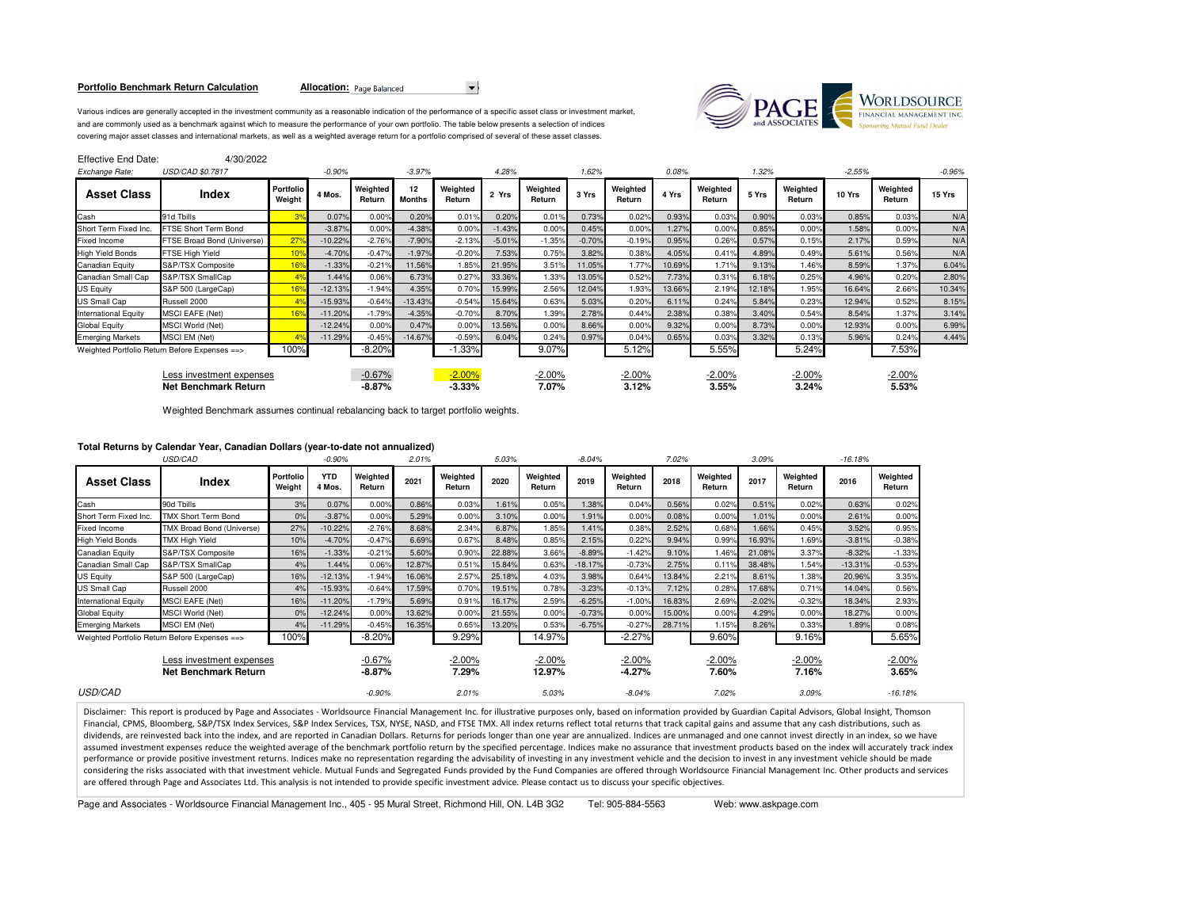**Portfolio Benchmark Return Calculation** **Allocation:** Page Balanced

Various indices are generally accepted in the investment community as a reasonable indication of the performance of a specific asset class or investment market, and are commonly used as a benchmark against which to measure the performance of your own portfolio. The table below presents a selection of indices covering major asset classes and international markets, as well as a weighted average return for a portfolio comprised of several of these asset classes.

Effective End Date: 4/30/2022

| *Exchange Rate:* | *USD/CAD $0.7817* | | *-0.90%* | | *-3.97%* | | *4.28%* | | *1.62%* | | *0.08%* | | *1.32%* | | *-2.55%* | | *-0.96%* |
|---|---|---|---|---|---|---|---|---|---|---|---|---|---|---|---|---|---|
| **Asset Class** | **Index** | **Portfolio Weight** | **4 Mos.** | **Weighted Return** | **12 Months** | **Weighted Return** | **2 Yrs** | **Weighted Return** | **3 Yrs** | **Weighted Return** | **4 Yrs** | **Weighted Return** | **5 Yrs** | **Weighted Return** | **10 Yrs** | **Weighted Return** | **15 Yrs** |
| Cash | 91d Tbills | 3% | 0.07% | 0.00% | 0.20% | 0.01% | 0.20% | 0.01% | 0.73% | 0.02% | 0.93% | 0.03% | 0.90% | 0.03% | 0.85% | 0.03% | N/A |
| Short Term Fixed Inc. | FTSE Short Term Bond | | -3.87% | 0.00% | -4.38% | 0.00% | -1.43% | 0.00% | 0.45% | 0.00% | 1.27% | 0.00% | 0.85% | 0.00% | 1.58% | 0.00% | N/A |
| Fixed Income | FTSE Broad Bond (Universe) | 27% | -10.22% | -2.76% | -7.90% | -2.13% | -5.01% | -1.35% | -0.70% | -0.19% | 0.95% | 0.26% | 0.57% | 0.15% | 2.17% | 0.59% | N/A |
| High Yield Bonds | FTSE High Yield | 10% | -4.70% | -0.47% | -1.97% | -0.20% | 7.53% | 0.75% | 3.82% | 0.38% | 4.05% | 0.41% | 4.89% | 0.49% | 5.61% | 0.56% | N/A |
| Canadian Equity | S&P/TSX Composite | 16% | -1.33% | -0.21% | 11.56% | 1.85% | 21.95% | 3.51% | 11.05% | 1.77% | 10.69% | 1.71% | 9.13% | 1.46% | 8.59% | 1.37% | 6.04% |
| Canadian Small Cap | S&P/TSX SmallCap | 4% | 1.44% | 0.06% | 6.73% | 0.27% | 33.36% | 1.33% | 13.05% | 0.52% | 7.73% | 0.31% | 6.18% | 0.25% | 4.96% | 0.20% | 2.80% |
| US Equity | S&P 500 (LargeCap) | 16% | -12.13% | -1.94% | 4.35% | 0.70% | 15.99% | 2.56% | 12.04% | 1.93% | 13.66% | 2.19% | 12.18% | 1.95% | 16.64% | 2.66% | 10.34% |
| US Small Cap | Russell 2000 | 4% | -15.93% | -0.64% | -13.43% | -0.54% | 15.64% | 0.63% | 5.03% | 0.20% | 6.11% | 0.24% | 5.84% | 0.23% | 12.94% | 0.52% | 8.15% |
| International Equity | MSCI EAFE (Net) | 16% | -11.20% | -1.79% | -4.35% | -0.70% | 8.70% | 1.39% | 2.78% | 0.44% | 2.38% | 0.38% | 3.40% | 0.54% | 8.54% | 1.37% | 3.14% |
| Global Equity | MSCI World (Net) | | -12.24% | 0.00% | 0.47% | 0.00% | 13.56% | 0.00% | 8.66% | 0.00% | 9.32% | 0.00% | 8.73% | 0.00% | 12.93% | 0.00% | 6.99% |
| Emerging Markets | MSCI EM (Net) | 4% | -11.29% | -0.45% | -14.67% | -0.59% | 6.04% | 0.24% | 0.97% | 0.04% | 0.65% | 0.03% | 3.32% | 0.13% | 5.96% | 0.24% | 4.44% |
| Weighted Portfolio Return Before Expenses ==> | | 100% | | -8.20% | | -1.33% | | 9.07% | | 5.12% | | 5.55% | | 5.24% | | 7.53% | |
| | Less investment expenses | | | -0.67% | | -2.00% | | -2.00% | | -2.00% | | -2.00% | | -2.00% | | -2.00% | |
| | **Net Benchmark Return** | | | **-8.87%** | | **-3.33%** | | **7.07%** | | **3.12%** | | **3.55%** | | **3.24%** | | **5.53%** | |

Weighted Benchmark assumes continual rebalancing back to target portfolio weights.

**Total Returns by Calendar Year, Canadian Dollars (year-to-date not annualized)**

| *USD/CAD* | | | *-0.90%* | | *2.01%* | | *5.03%* | | *-8.04%* | | *7.02%* | | *3.09%* | | *-16.18%* | |
|---|---|---|---|---|---|---|---|---|---|---|---|---|---|---|---|---|
| **Asset Class** | **Index** | **Portfolio Weight** | **YTD 4 Mos.** | **Weighted Return** | **2021** | **Weighted Return** | **2020** | **Weighted Return** | **2019** | **Weighted Return** | **2018** | **Weighted Return** | **2017** | **Weighted Return** | **2016** | **Weighted Return** |
| Cash | 90d Tbills | 3% | 0.07% | 0.00% | 0.86% | 0.03% | 1.61% | 0.05% | 1.38% | 0.04% | 0.56% | 0.02% | 0.51% | 0.02% | 0.63% | 0.02% |
| Short Term Fixed Inc. | TMX Short Term Bond | 0% | -3.87% | 0.00% | 5.29% | 0.00% | 3.10% | 0.00% | 1.91% | 0.00% | 0.08% | 0.00% | 1.01% | 0.00% | 2.61% | 0.00% |
| Fixed Income | TMX Broad Bond (Universe) | 27% | -10.22% | -2.76% | 8.68% | 2.34% | 6.87% | 1.85% | 1.41% | 0.38% | 2.52% | 0.68% | 1.66% | 0.45% | 3.52% | 0.95% |
| High Yield Bonds | TMX High Yield | 10% | -4.70% | -0.47% | 6.69% | 0.67% | 8.48% | 0.85% | 2.15% | 0.22% | 9.94% | 0.99% | 16.93% | 1.69% | -3.81% | -0.38% |
| Canadian Equity | S&P/TSX Composite | 16% | -1.33% | -0.21% | 5.60% | 0.90% | 22.88% | 3.66% | -8.89% | -1.42% | 9.10% | 1.46% | 21.08% | 3.37% | -8.32% | -1.33% |
| Canadian Small Cap | S&P/TSX SmallCap | 4% | 1.44% | 0.06% | 12.87% | 0.51% | 15.84% | 0.63% | -18.17% | -0.73% | 2.75% | 0.11% | 38.48% | 1.54% | -13.31% | -0.53% |
| US Equity | S&P 500 (LargeCap) | 16% | -12.13% | -1.94% | 16.06% | 2.57% | 25.18% | 4.03% | 3.98% | 0.64% | 13.84% | 2.21% | 8.61% | 1.38% | 20.96% | 3.35% |
| US Small Cap | Russell 2000 | 4% | -15.93% | -0.64% | 17.59% | 0.70% | 19.51% | 0.78% | -3.23% | -0.13% | 7.12% | 0.28% | 17.68% | 0.71% | 14.04% | 0.56% |
| International Equity | MSCI EAFE (Net) | 16% | -11.20% | -1.79% | 5.69% | 0.91% | 16.17% | 2.59% | -6.25% | -1.00% | 16.83% | 2.69% | -2.02% | -0.32% | 18.34% | 2.93% |
| Global Equity | MSCI World (Net) | 0% | -12.24% | 0.00% | 13.62% | 0.00% | 21.55% | 0.00% | -0.73% | 0.00% | 15.00% | 0.00% | 4.29% | 0.00% | 18.27% | 0.00% |
| Emerging Markets | MSCI EM (Net) | 4% | -11.29% | -0.45% | 16.35% | 0.65% | 13.20% | 0.53% | -6.75% | -0.27% | 28.71% | 1.15% | 8.26% | 0.33% | 1.89% | 0.08% |
| Weighted Portfolio Return Before Expenses ==> | | 100% | | -8.20% | | 9.29% | | 14.97% | | -2.27% | | 9.60% | | 9.16% | | 5.65% |
| | Less investment expenses | | | -0.67% | | -2.00% | | -2.00% | | -2.00% | | -2.00% | | -2.00% | | -2.00% |
| | **Net Benchmark Return** | | | **-8.87%** | | **7.29%** | | **12.97%** | | **-4.27%** | | **7.60%** | | **7.16%** | | **3.65%** |
| *USD/CAD* | | | | *-0.90%* | | *2.01%* | | *5.03%* | | *-8.04%* | | *7.02%* | | *3.09%* | | *-16.18%* |

Disclaimer: This report is produced by Page and Associates - Worldsource Financial Management Inc. for illustrative purposes only, based on information provided by Guardian Capital Advisors, Global Insight, Thomson Financial, CPMS, Bloomberg, S&P/TSX Index Services, S&P Index Services, TSX, NYSE, NASD, and FTSE TMX. All index returns reflect total returns that track capital gains and assume that any cash distributions, such as dividends, are reinvested back into the index, and are reported in Canadian Dollars. Returns for periods longer than one year are annualized. Indices are unmanaged and one cannot invest directly in an index, so we have assumed investment expenses reduce the weighted average of the benchmark portfolio return by the specified percentage. Indices make no assurance that investment products based on the index will accurately track index performance or provide positive investment returns. Indices make no representation regarding the advisability of investing in any investment vehicle and the decision to invest in any investment vehicle should be made considering the risks associated with that investment vehicle. Mutual Funds and Segregated Funds provided by the Fund Companies are offered through Worldsource Financial Management Inc. Other products and services are offered through Page and Associates Ltd. This analysis is not intended to provide specific investment advice. Please contact us to discuss your specific objectives.

Page and Associates - Worldsource Financial Management Inc., 405 - 95 Mural Street, Richmond Hill, ON. L4B 3G2 Tel: 905-884-5563 Web: www.askpage.com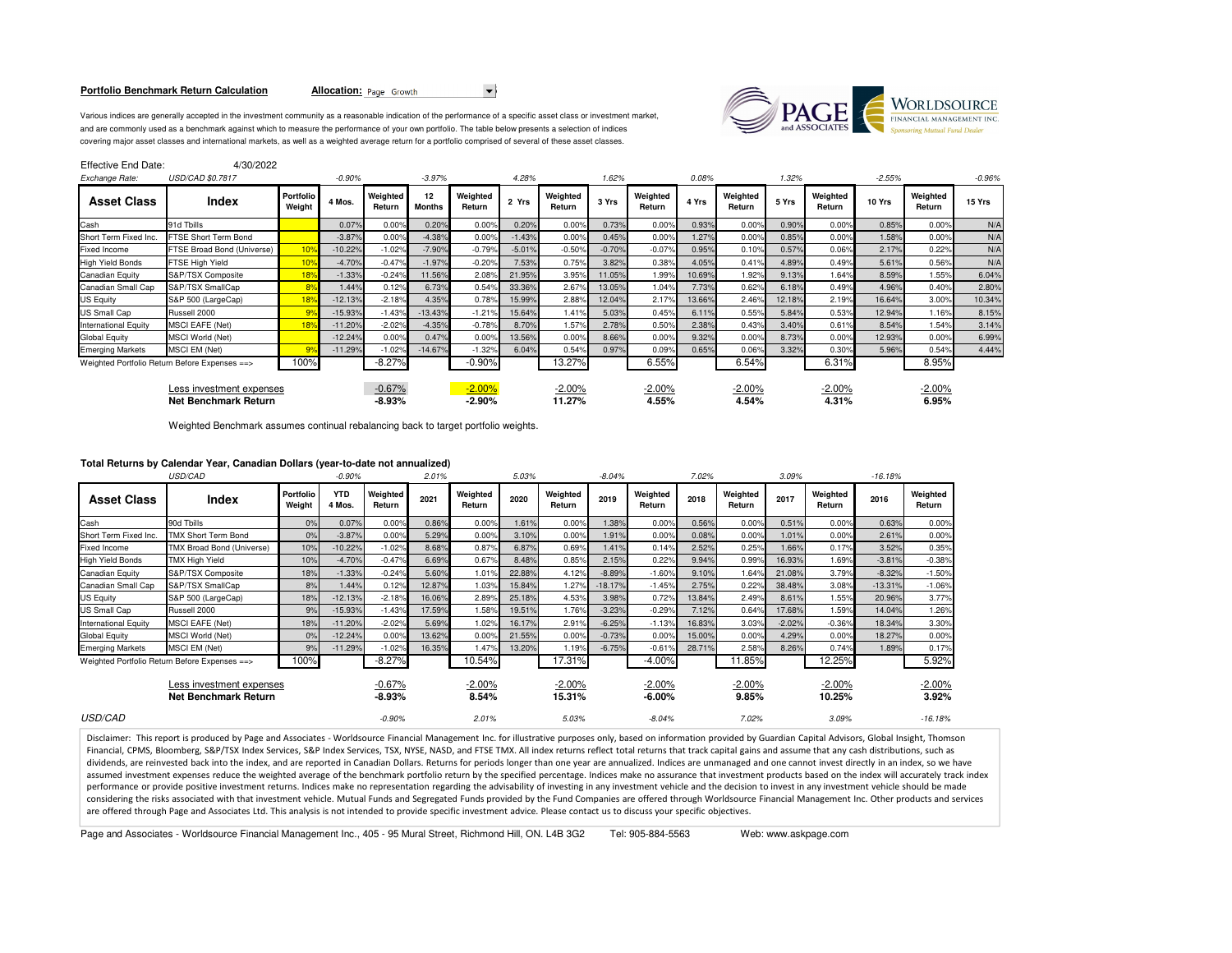**Portfolio Benchmark Return Calculation** **Allocation:** Page Growth

Various indices are generally accepted in the investment community as a reasonable indication of the performance of a specific asset class or investment market, and are commonly used as a benchmark against which to measure the performance of your own portfolio. The table below presents a selection of indices covering major asset classes and international markets, as well as a weighted average return for a portfolio comprised of several of these asset classes.

PAGE and ASSOCIATES — WORLDSOURCE FINANCIAL MANAGEMENT INC. Sponsoring Mutual Fund Dealer

Effective End Date: 4/30/2022

| *Exchange Rate:* | *USD/CAD $0.7817* | | *-0.90%* | | *-3.97%* | | *4.28%* | | *1.62%* | | *0.08%* | | *1.32%* | | *-2.55%* | | *-0.96%* |
|---|---|---|---|---|---|---|---|---|---|---|---|---|---|---|---|---|---|
| **Asset Class** | **Index** | **Portfolio Weight** | **4 Mos.** | **Weighted Return** | **12 Months** | **Weighted Return** | **2 Yrs** | **Weighted Return** | **3 Yrs** | **Weighted Return** | **4 Yrs** | **Weighted Return** | **5 Yrs** | **Weighted Return** | **10 Yrs** | **Weighted Return** | **15 Yrs** |
| Cash | 91d Tbills | | 0.07% | 0.00% | 0.20% | 0.00% | 0.20% | 0.00% | 0.73% | 0.00% | 0.93% | 0.00% | 0.90% | 0.00% | 0.85% | 0.00% | N/A |
| Short Term Fixed Inc. | FTSE Short Term Bond | | -3.87% | 0.00% | -4.38% | 0.00% | -1.43% | 0.00% | 0.45% | 0.00% | 1.27% | 0.00% | 0.85% | 0.00% | 1.58% | 0.00% | N/A |
| Fixed Income | FTSE Broad Bond (Universe) | 10% | -10.22% | -1.02% | -7.90% | -0.79% | -5.01% | -0.50% | -0.70% | -0.07% | 0.95% | 0.10% | 0.57% | 0.06% | 2.17% | 0.22% | N/A |
| High Yield Bonds | FTSE High Yield | 10% | -4.70% | -0.47% | -1.97% | -0.20% | 7.53% | 0.75% | 3.82% | 0.38% | 4.05% | 0.41% | 4.89% | 0.49% | 5.61% | 0.56% | N/A |
| Canadian Equity | S&P/TSX Composite | 18% | -1.33% | -0.24% | 11.56% | 2.08% | 21.95% | 3.95% | 11.05% | 1.99% | 10.69% | 1.92% | 9.13% | 1.64% | 8.59% | 1.55% | 6.04% |
| Canadian Small Cap | S&P/TSX SmallCap | 8% | 1.44% | 0.12% | 6.73% | 0.54% | 33.36% | 2.67% | 13.05% | 1.04% | 7.73% | 0.62% | 6.18% | 0.49% | 4.96% | 0.40% | 2.80% |
| US Equity | S&P 500 (LargeCap) | 18% | -12.13% | -2.18% | 4.35% | 0.78% | 15.99% | 2.88% | 12.04% | 2.17% | 13.66% | 2.46% | 12.18% | 2.19% | 16.64% | 3.00% | 10.34% |
| US Small Cap | Russell 2000 | 9% | -15.93% | -1.43% | -13.43% | -1.21% | 15.64% | 1.41% | 5.03% | 0.45% | 6.11% | 0.55% | 5.84% | 0.53% | 12.94% | 1.16% | 8.15% |
| International Equity | MSCI EAFE (Net) | 18% | -11.20% | -2.02% | -4.35% | -0.78% | 8.70% | 1.57% | 2.78% | 0.50% | 2.38% | 0.43% | 3.40% | 0.61% | 8.54% | 1.54% | 3.14% |
| Global Equity | MSCI World (Net) | | -12.24% | 0.00% | 0.47% | 0.00% | 13.56% | 0.00% | 8.66% | 0.00% | 9.32% | 0.00% | 8.73% | 0.00% | 12.93% | 0.00% | 6.99% |
| Emerging Markets | MSCI EM (Net) | 9% | -11.29% | -1.02% | -14.67% | -1.32% | 6.04% | 0.54% | 0.97% | 0.09% | 0.65% | 0.06% | 3.32% | 0.30% | 5.96% | 0.54% | 4.44% |
| Weighted Portfolio Return Before Expenses ==> | | 100% | | -8.27% | | -0.90% | | 13.27% | | 6.55% | | 6.54% | | 6.31% | | 8.95% | |
| | Less investment expenses | | | -0.67% | | -2.00% | | -2.00% | | -2.00% | | -2.00% | | -2.00% | | -2.00% | |
| | **Net Benchmark Return** | | | **-8.93%** | | **-2.90%** | | **11.27%** | | **4.55%** | | **4.54%** | | **4.31%** | | **6.95%** | |

Weighted Benchmark assumes continual rebalancing back to target portfolio weights.

**Total Returns by Calendar Year, Canadian Dollars (year-to-date not annualized)**

| | *USD/CAD* | | *-0.90%* | | *2.01%* | | *5.03%* | | *-8.04%* | | *7.02%* | | *3.09%* | | *-16.18%* | |
|---|---|---|---|---|---|---|---|---|---|---|---|---|---|---|---|---|
| **Asset Class** | **Index** | **Portfolio Weight** | **YTD 4 Mos.** | **Weighted Return** | **2021** | **Weighted Return** | **2020** | **Weighted Return** | **2019** | **Weighted Return** | **2018** | **Weighted Return** | **2017** | **Weighted Return** | **2016** | **Weighted Return** |
| Cash | 90d Tbills | 0% | 0.07% | 0.00% | 0.86% | 0.00% | 1.61% | 0.00% | 1.38% | 0.00% | 0.56% | 0.00% | 0.51% | 0.00% | 0.63% | 0.00% |
| Short Term Fixed Inc. | TMX Short Term Bond | 0% | -3.87% | 0.00% | 5.29% | 0.00% | 3.10% | 0.00% | 1.91% | 0.00% | 0.08% | 0.00% | 1.01% | 0.00% | 2.61% | 0.00% |
| Fixed Income | TMX Broad Bond (Universe) | 10% | -10.22% | -1.02% | 8.68% | 0.87% | 6.87% | 0.69% | 1.41% | 0.14% | 2.52% | 0.25% | 1.66% | 0.17% | 3.52% | 0.35% |
| High Yield Bonds | TMX High Yield | 10% | -4.70% | -0.47% | 6.69% | 0.67% | 8.48% | 0.85% | 2.15% | 0.22% | 9.94% | 0.99% | 16.93% | 1.69% | -3.81% | -0.38% |
| Canadian Equity | S&P/TSX Composite | 18% | -1.33% | -0.24% | 5.60% | 1.01% | 22.88% | 4.12% | -8.89% | -1.60% | 9.10% | 1.64% | 21.08% | 3.79% | -8.32% | -1.50% |
| Canadian Small Cap | S&P/TSX SmallCap | 8% | 1.44% | 0.12% | 12.87% | 1.03% | 15.84% | 1.27% | -18.17% | -1.45% | 2.75% | 0.22% | 38.48% | 3.08% | -13.31% | -1.06% |
| US Equity | S&P 500 (LargeCap) | 18% | -12.13% | -2.18% | 16.06% | 2.89% | 25.18% | 4.53% | 3.98% | 0.72% | 13.84% | 2.49% | 8.61% | 1.55% | 20.96% | 3.77% |
| US Small Cap | Russell 2000 | 9% | -15.93% | -1.43% | 17.59% | 1.58% | 19.51% | 1.76% | -3.23% | -0.29% | 7.12% | 0.64% | 17.68% | 1.59% | 14.04% | 1.26% |
| International Equity | MSCI EAFE (Net) | 18% | -11.20% | -2.02% | 5.69% | 1.02% | 16.17% | 2.91% | -6.25% | -1.13% | 16.83% | 3.03% | -2.02% | -0.36% | 18.34% | 3.30% |
| Global Equity | MSCI World (Net) | 0% | -12.24% | 0.00% | 13.62% | 0.00% | 21.55% | 0.00% | -0.73% | 0.00% | 15.00% | 0.00% | 4.29% | 0.00% | 18.27% | 0.00% |
| Emerging Markets | MSCI EM (Net) | 9% | -11.29% | -1.02% | 16.35% | 1.47% | 13.20% | 1.19% | -6.75% | -0.61% | 28.71% | 2.58% | 8.26% | 0.74% | 1.89% | 0.17% |
| Weighted Portfolio Return Before Expenses ==> | | 100% | | -8.27% | | 10.54% | | 17.31% | | -4.00% | | 11.85% | | 12.25% | | 5.92% |
| | Less investment expenses | | | -0.67% | | -2.00% | | -2.00% | | -2.00% | | -2.00% | | -2.00% | | -2.00% |
| | **Net Benchmark Return** | | | **-8.93%** | | **8.54%** | | **15.31%** | | **-6.00%** | | **9.85%** | | **10.25%** | | **3.92%** |
| *USD/CAD* | | | | *-0.90%* | | *2.01%* | | *5.03%* | | *-8.04%* | | *7.02%* | | *3.09%* | | *-16.18%* |

Disclaimer: This report is produced by Page and Associates - Worldsource Financial Management Inc. for illustrative purposes only, based on information provided by Guardian Capital Advisors, Global Insight, Thomson Financial, CPMS, Bloomberg, S&P/TSX Index Services, S&P Index Services, TSX, NYSE, NASD, and FTSE TMX. All index returns reflect total returns that track capital gains and assume that any cash distributions, such as dividends, are reinvested back into the index, and are reported in Canadian Dollars. Returns for periods longer than one year are annualized. Indices are unmanaged and one cannot invest directly in an index, so we have assumed investment expenses reduce the weighted average of the benchmark portfolio return by the specified percentage. Indices make no assurance that investment products based on the index will accurately track index performance or provide positive investment returns. Indices make no representation regarding the advisability of investing in any investment vehicle and the decision to invest in any investment vehicle should be made considering the risks associated with that investment vehicle. Mutual Funds and Segregated Funds provided by the Fund Companies are offered through Worldsource Financial Management Inc. Other products and services are offered through Page and Associates Ltd. This analysis is not intended to provide specific investment advice. Please contact us to discuss your specific objectives.

Page and Associates - Worldsource Financial Management Inc., 405 - 95 Mural Street, Richmond Hill, ON. L4B 3G2 Tel: 905-884-5563 Web: www.askpage.com